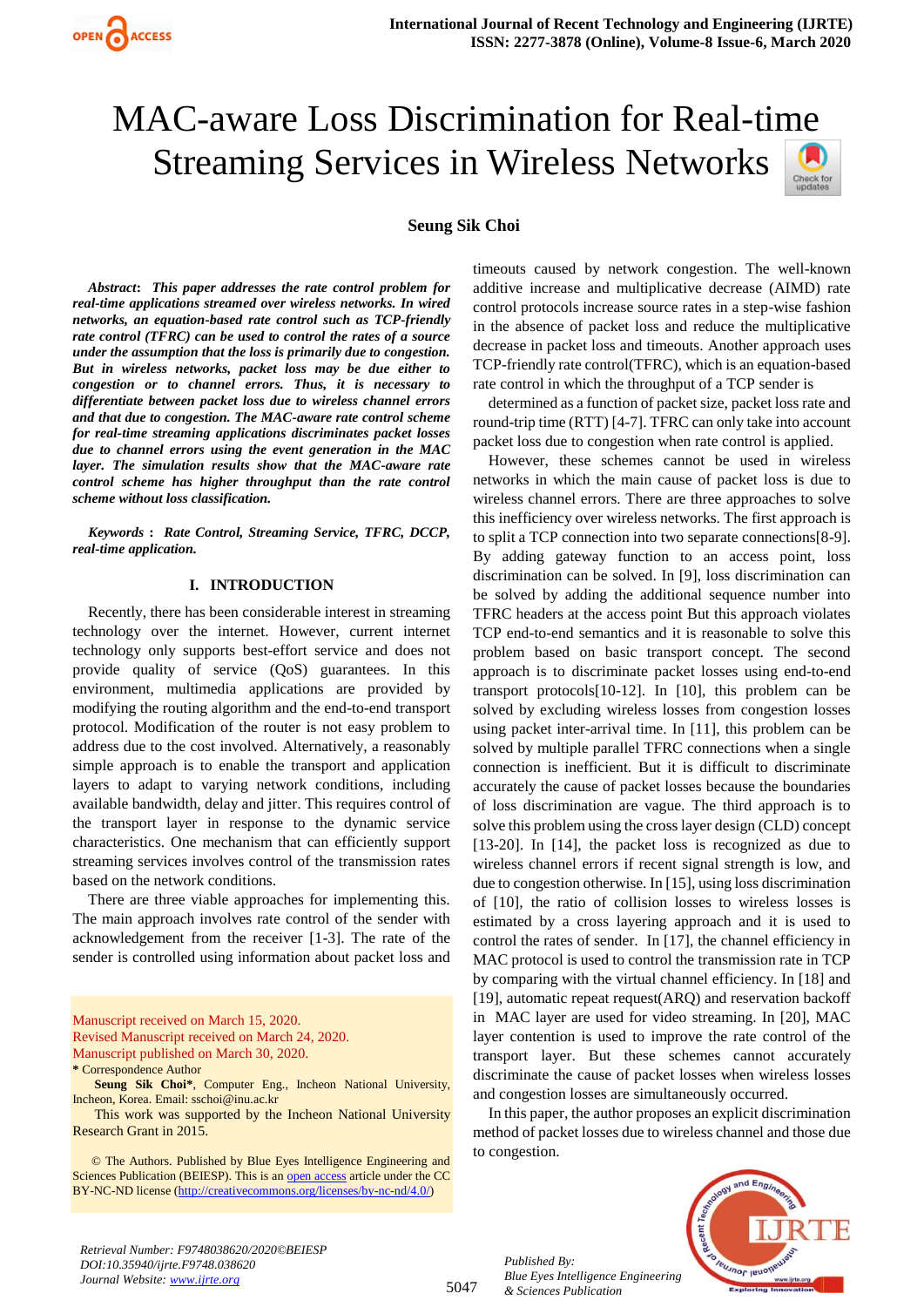# MAC-aware Loss Discrimination for Real-time Streaming Services in Wireless Networks

**Seung Sik Choi**

***Abstract*: *This paper addresses the rate control problem for real-time applications streamed over wireless networks. In wired networks, an equation-based rate control such as TCP-friendly rate control (TFRC) can be used to control the rates of a source under the assumption that the loss is primarily due to congestion. But in wireless networks, packet loss may be due either to congestion or to channel errors. Thus, it is necessary to differentiate between packet loss due to wireless channel errors and that due to congestion. The MAC-aware rate control scheme for real-time streaming applications discriminates packet losses due to channel errors using the event generation in the MAC layer. The simulation results show that the MAC-aware rate control scheme has higher throughput than the rate control scheme without loss classification.***

***Keywords* : *Rate Control, Streaming Service, TFRC, DCCP, real-time application.***

## I. INTRODUCTION

Recently, there has been considerable interest in streaming technology over the internet. However, current internet technology only supports best-effort service and does not provide quality of service (QoS) guarantees. In this environment, multimedia applications are provided by modifying the routing algorithm and the end-to-end transport protocol. Modification of the router is not easy problem to address due to the cost involved. Alternatively, a reasonably simple approach is to enable the transport and application layers to adapt to varying network conditions, including available bandwidth, delay and jitter. This requires control of the transport layer in response to the dynamic service characteristics. One mechanism that can efficiently support streaming services involves control of the transmission rates based on the network conditions.

There are three viable approaches for implementing this. The main approach involves rate control of the sender with acknowledgement from the receiver [1-3]. The rate of the sender is controlled using information about packet loss and timeouts caused by network congestion. The well-known additive increase and multiplicative decrease (AIMD) rate control protocols increase source rates in a step-wise fashion in the absence of packet loss and reduce the multiplicative decrease in packet loss and timeouts. Another approach uses TCP-friendly rate control(TFRC), which is an equation-based rate control in which the throughput of a TCP sender is

determined as a function of packet size, packet loss rate and round-trip time (RTT) [4-7]. TFRC can only take into account packet loss due to congestion when rate control is applied.

However, these schemes cannot be used in wireless networks in which the main cause of packet loss is due to wireless channel errors. There are three approaches to solve this inefficiency over wireless networks. The first approach is to split a TCP connection into two separate connections[8-9]. By adding gateway function to an access point, loss discrimination can be solved. In [9], loss discrimination can be solved by adding the additional sequence number into TFRC headers at the access point But this approach violates TCP end-to-end semantics and it is reasonable to solve this problem based on basic transport concept. The second approach is to discriminate packet losses using end-to-end transport protocols[10-12]. In [10], this problem can be solved by excluding wireless losses from congestion losses using packet inter-arrival time. In [11], this problem can be solved by multiple parallel TFRC connections when a single connection is inefficient. But it is difficult to discriminate accurately the cause of packet losses because the boundaries of loss discrimination are vague. The third approach is to solve this problem using the cross layer design (CLD) concept [13-20]. In [14], the packet loss is recognized as due to wireless channel errors if recent signal strength is low, and due to congestion otherwise. In [15], using loss discrimination of [10], the ratio of collision losses to wireless losses is estimated by a cross layering approach and it is used to control the rates of sender. In [17], the channel efficiency in MAC protocol is used to control the transmission rate in TCP by comparing with the virtual channel efficiency. In [18] and [19], automatic repeat request(ARQ) and reservation backoff in MAC layer are used for video streaming. In [20], MAC layer contention is used to improve the rate control of the transport layer. But these schemes cannot accurately discriminate the cause of packet losses when wireless losses and congestion losses are simultaneously occurred.

In this paper, the author proposes an explicit discrimination method of packet losses due to wireless channel and those due to congestion.

Manuscript received on March 15, 2020.
Revised Manuscript received on March 24, 2020.
Manuscript published on March 30, 2020.
\* Correspondence Author

**Seung Sik Choi\***, Computer Eng., Incheon National University, Incheon, Korea. Email: sschoi@inu.ac.kr

This work was supported by the Incheon National University Research Grant in 2015.

© The Authors. Published by Blue Eyes Intelligence Engineering and Sciences Publication (BEIESP). This is an open access article under the CC BY-NC-ND license (http://creativecommons.org/licenses/by-nc-nd/4.0/)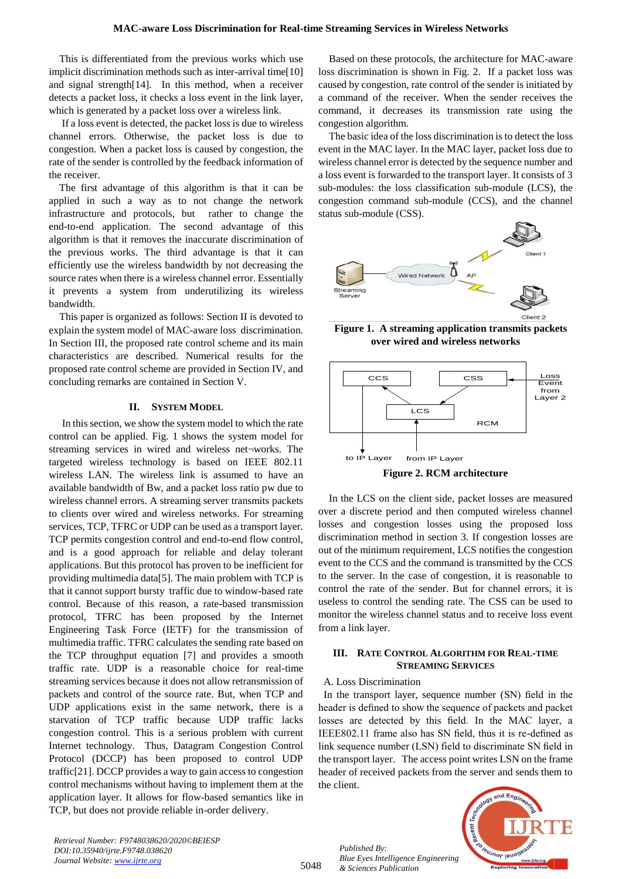This is differentiated from the previous works which use implicit discrimination methods such as inter-arrival time[10] and signal strength[14]. In this method, when a receiver detects a packet loss, it checks a loss event in the link layer, which is generated by a packet loss over a wireless link.

If a loss event is detected, the packet loss is due to wireless channel errors. Otherwise, the packet loss is due to congestion. When a packet loss is caused by congestion, the rate of the sender is controlled by the feedback information of the receiver.

The first advantage of this algorithm is that it can be applied in such a way as to not change the network infrastructure and protocols, but rather to change the end-to-end application. The second advantage of this algorithm is that it removes the inaccurate discrimination of the previous works. The third advantage is that it can efficiently use the wireless bandwidth by not decreasing the source rates when there is a wireless channel error. Essentially it prevents a system from underutilizing its wireless bandwidth.

This paper is organized as follows: Section II is devoted to explain the system model of MAC-aware loss discrimination. In Section III, the proposed rate control scheme and its main characteristics are described. Numerical results for the proposed rate control scheme are provided in Section IV, and concluding remarks are contained in Section V.

## II. System Model

In this section, we show the system model to which the rate control can be applied. Fig. 1 shows the system model for streaming services in wired and wireless net¬works. The targeted wireless technology is based on IEEE 802.11 wireless LAN. The wireless link is assumed to have an available bandwidth of Bw, and a packet loss ratio pw due to wireless channel errors. A streaming server transmits packets to clients over wired and wireless networks. For streaming services, TCP, TFRC or UDP can be used as a transport layer. TCP permits congestion control and end-to-end flow control, and is a good approach for reliable and delay tolerant applications. But this protocol has proven to be inefficient for providing multimedia data[5]. The main problem with TCP is that it cannot support bursty traffic due to window-based rate control. Because of this reason, a rate-based transmission protocol, TFRC has been proposed by the Internet Engineering Task Force (IETF) for the transmission of multimedia traffic. TFRC calculates the sending rate based on the TCP throughput equation [7] and provides a smooth traffic rate. UDP is a reasonable choice for real-time streaming services because it does not allow retransmission of packets and control of the source rate. But, when TCP and UDP applications exist in the same network, there is a starvation of TCP traffic because UDP traffic lacks congestion control. This is a serious problem with current Internet technology. Thus, Datagram Congestion Control Protocol (DCCP) has been proposed to control UDP traffic[21]. DCCP provides a way to gain access to congestion control mechanisms without having to implement them at the application layer. It allows for flow-based semantics like in TCP, but does not provide reliable in-order delivery.

Based on these protocols, the architecture for MAC-aware loss discrimination is shown in Fig. 2. If a packet loss was caused by congestion, rate control of the sender is initiated by a command of the receiver. When the sender receives the command, it decreases its transmission rate using the congestion algorithm.

The basic idea of the loss discrimination is to detect the loss event in the MAC layer. In the MAC layer, packet loss due to wireless channel error is detected by the sequence number and a loss event is forwarded to the transport layer. It consists of 3 sub-modules: the loss classification sub-module (LCS), the congestion command sub-module (CCS), and the channel status sub-module (CSS).

**Figure 1. A streaming application transmits packets over wired and wireless networks**

**Figure 2. RCM architecture**

In the LCS on the client side, packet losses are measured over a discrete period and then computed wireless channel losses and congestion losses using the proposed loss discrimination method in section 3. If congestion losses are out of the minimum requirement, LCS notifies the congestion event to the CCS and the command is transmitted by the CCS to the server. In the case of congestion, it is reasonable to control the rate of the sender. But for channel errors, it is useless to control the sending rate. The CSS can be used to monitor the wireless channel status and to receive loss event from a link layer.

## III. Rate Control Algorithm for Real-time Streaming Services

A. Loss Discrimination

In the transport layer, sequence number (SN) field in the header is defined to show the sequence of packets and packet losses are detected by this field. In the MAC layer, a IEEE802.11 frame also has SN field, thus it is re-defined as link sequence number (LSN) field to discriminate SN field in the transport layer. The access point writes LSN on the frame header of received packets from the server and sends them to the client.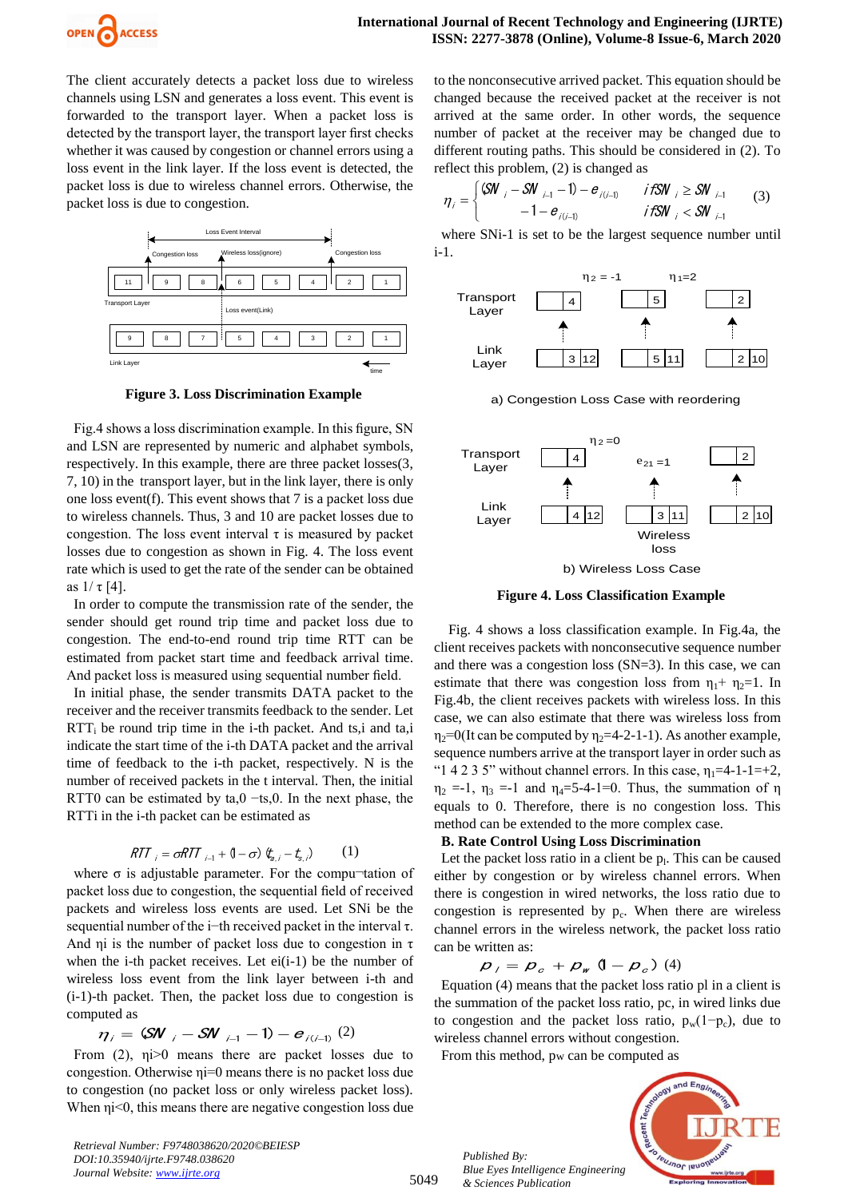The client accurately detects a packet loss due to wireless channels using LSN and generates a loss event. This event is forwarded to the transport layer. When a packet loss is detected by the transport layer, the transport layer first checks whether it was caused by congestion or channel errors using a loss event in the link layer. If the loss event is detected, the packet loss is due to wireless channel errors. Otherwise, the packet loss is due to congestion.

**Figure 3. Loss Discrimination Example**

Fig.4 shows a loss discrimination example. In this figure, SN and LSN are represented by numeric and alphabet symbols, respectively. In this example, there are three packet losses(3, 7, 10) in the transport layer, but in the link layer, there is only one loss event(f). This event shows that 7 is a packet loss due to wireless channels. Thus, 3 and 10 are packet losses due to congestion. The loss event interval τ is measured by packet losses due to congestion as shown in Fig. 4. The loss event rate which is used to get the rate of the sender can be obtained as 1/ τ [4].

In order to compute the transmission rate of the sender, the sender should get round trip time and packet loss due to congestion. The end-to-end round trip time RTT can be estimated from packet start time and feedback arrival time. And packet loss is measured using sequential number field.

In initial phase, the sender transmits DATA packet to the receiver and the receiver transmits feedback to the sender. Let $RTT_i$ be round trip time in the i-th packet. And ts,i and ta,i indicate the start time of the i-th DATA packet and the arrival time of feedback to the i-th packet, respectively. N is the number of received packets in the t interval. Then, the initial RTT0 can be estimated by ta,0 −ts,0. In the next phase, the RTTi in the i-th packet can be estimated as

$$RTT_i = \sigma RTT_{i-1} + (1-\sigma)(t_{a,i} - t_{s,i}) \quad (1)$$

where σ is adjustable parameter. For the compu¬tation of packet loss due to congestion, the sequential field of received packets and wireless loss events are used. Let SNi be the sequential number of the i−th received packet in the interval τ. And ηi is the number of packet loss due to congestion in τ when the i-th packet receives. Let ei(i-1) be the number of wireless loss event from the link layer between i-th and (i-1)-th packet. Then, the packet loss due to congestion is computed as

$$\eta_i = (SN_i - SN_{i-1} - 1) - e_{i(i-1)} \quad (2)$$

From (2), ηi>0 means there are packet losses due to congestion. Otherwise ηi=0 means there is no packet loss due to congestion (no packet loss or only wireless packet loss). When ηi<0, this means there are negative congestion loss due to the nonconsecutive arrived packet. This equation should be changed because the received packet at the receiver is not arrived at the same order. In other words, the sequence number of packet at the receiver may be changed due to different routing paths. This should be considered in (2). To reflect this problem, (2) is changed as

$$\eta_i = \begin{cases} (SN_i - SN_{i-1} - 1) - e_{i(i-1)} & if SN_i \geq SN_{i-1} \\ -1 - e_{i(i-1)} & if SN_i < SN_{i-1} \end{cases} \quad (3)$$

where SNi-1 is set to be the largest sequence number until i-1.

a) Congestion Loss Case with reordering

b) Wireless Loss Case

**Figure 4. Loss Classification Example**

Fig. 4 shows a loss classification example. In Fig.4a, the client receives packets with nonconsecutive sequence number and there was a congestion loss (SN=3). In this case, we can estimate that there was congestion loss from $\eta_1 + \eta_2 = 1$. In Fig.4b, the client receives packets with wireless loss. In this case, we can also estimate that there was wireless loss from $\eta_2=0$(It can be computed by $\eta_2=4-2-1-1$). As another example, sequence numbers arrive at the transport layer in order such as "1 4 2 3 5" without channel errors. In this case, $\eta_1=4-1-1=+2$, $\eta_2=-1$, $\eta_3=-1$ and $\eta_4=5-4-1=0$. Thus, the summation of η equals to 0. Therefore, there is no congestion loss. This method can be extended to the more complex case.

### B. Rate Control Using Loss Discrimination

Let the packet loss ratio in a client be $p_l$. This can be caused either by congestion or by wireless channel errors. When there is congestion in wired networks, the loss ratio due to congestion is represented by $p_c$. When there are wireless channel errors in the wireless network, the packet loss ratio can be written as:

$$p_l = p_c + p_w(1 - p_c) \quad (4)$$

Equation (4) means that the packet loss ratio pl in a client is the summation of the packet loss ratio, pc, in wired links due to congestion and the packet loss ratio, $p_w(1-p_c)$, due to wireless channel errors without congestion.

From this method, pw can be computed as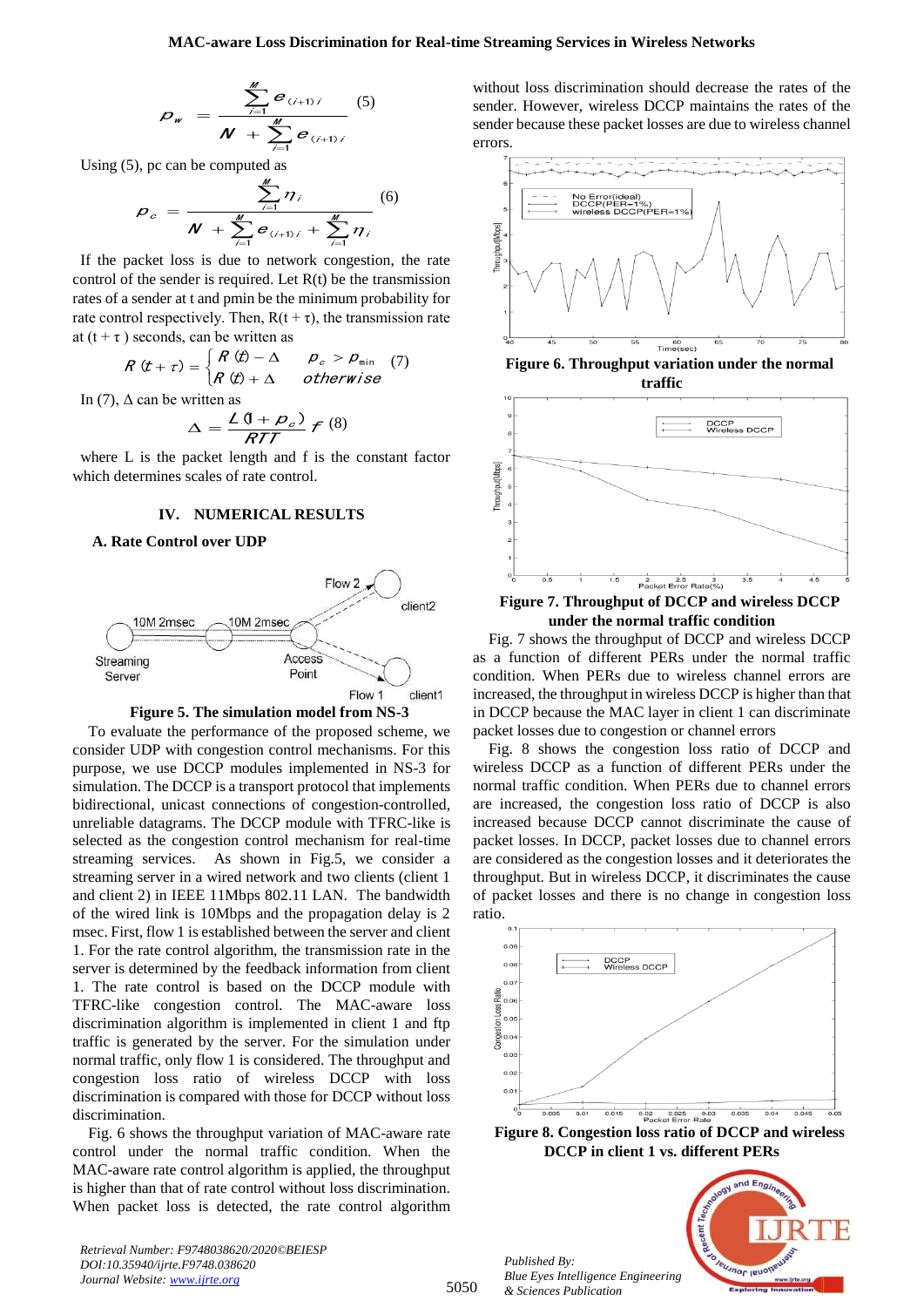$$p_w = \frac{\sum_{i=1}^{M} e_{(i+1)i}}{N + \sum_{i=1}^{M} e_{(i+1)i}} \quad (5)$$

Using (5), pc can be computed as

$$p_c = \frac{\sum_{i=1}^{M} \eta_i}{N + \sum_{i=1}^{M} e_{(i+1)i} + \sum_{i=1}^{M} \eta_i} \quad (6)$$

If the packet loss is due to network congestion, the rate control of the sender is required. Let R(t) be the transmission rates of a sender at t and pmin be the minimum probability for rate control respectively. Then, R(t + τ), the transmission rate at (t + τ ) seconds, can be written as

$$R(t+\tau) = \begin{cases} R(t) - \Delta & p_c > p_{\min} \\ R(t) + \Delta & otherwise \end{cases} \quad (7)$$

In (7), Δ can be written as

$$\Delta = \frac{L(1+p_c)}{RTT} f \quad (8)$$

where L is the packet length and f is the constant factor which determines scales of rate control.

## IV. NUMERICAL RESULTS

### A. Rate Control over UDP

Figure 5. The simulation model from NS-3

To evaluate the performance of the proposed scheme, we consider UDP with congestion control mechanisms. For this purpose, we use DCCP modules implemented in NS-3 for simulation. The DCCP is a transport protocol that implements bidirectional, unicast connections of congestion-controlled, unreliable datagrams. The DCCP module with TFRC-like is selected as the congestion control mechanism for real-time streaming services. As shown in Fig.5, we consider a streaming server in a wired network and two clients (client 1 and client 2) in IEEE 11Mbps 802.11 LAN. The bandwidth of the wired link is 10Mbps and the propagation delay is 2 msec. First, flow 1 is established between the server and client 1. For the rate control algorithm, the transmission rate in the server is determined by the feedback information from client 1. The rate control is based on the DCCP module with TFRC-like congestion control. The MAC-aware loss discrimination algorithm is implemented in client 1 and ftp traffic is generated by the server. For the simulation under normal traffic, only flow 1 is considered. The throughput and congestion loss ratio of wireless DCCP with loss discrimination is compared with those for DCCP without loss discrimination.

Fig. 6 shows the throughput variation of MAC-aware rate control under the normal traffic condition. When the MAC-aware rate control algorithm is applied, the throughput is higher than that of rate control without loss discrimination. When packet loss is detected, the rate control algorithm without loss discrimination should decrease the rates of the sender. However, wireless DCCP maintains the rates of the sender because these packet losses are due to wireless channel errors.

Figure 6. Throughput variation under the normal traffic

Figure 7. Throughput of DCCP and wireless DCCP under the normal traffic condition

Fig. 7 shows the throughput of DCCP and wireless DCCP as a function of different PERs under the normal traffic condition. When PERs due to wireless channel errors are increased, the throughput in wireless DCCP is higher than that in DCCP because the MAC layer in client 1 can discriminate packet losses due to congestion or channel errors

Fig. 8 shows the congestion loss ratio of DCCP and wireless DCCP as a function of different PERs under the normal traffic condition. When PERs due to channel errors are increased, the congestion loss ratio of DCCP is also increased because DCCP cannot discriminate the cause of packet losses. In DCCP, packet losses due to channel errors are considered as the congestion losses and it deteriorates the throughput. But in wireless DCCP, it discriminates the cause of packet losses and there is no change in congestion loss ratio.

Figure 8. Congestion loss ratio of DCCP and wireless DCCP in client 1 vs. different PERs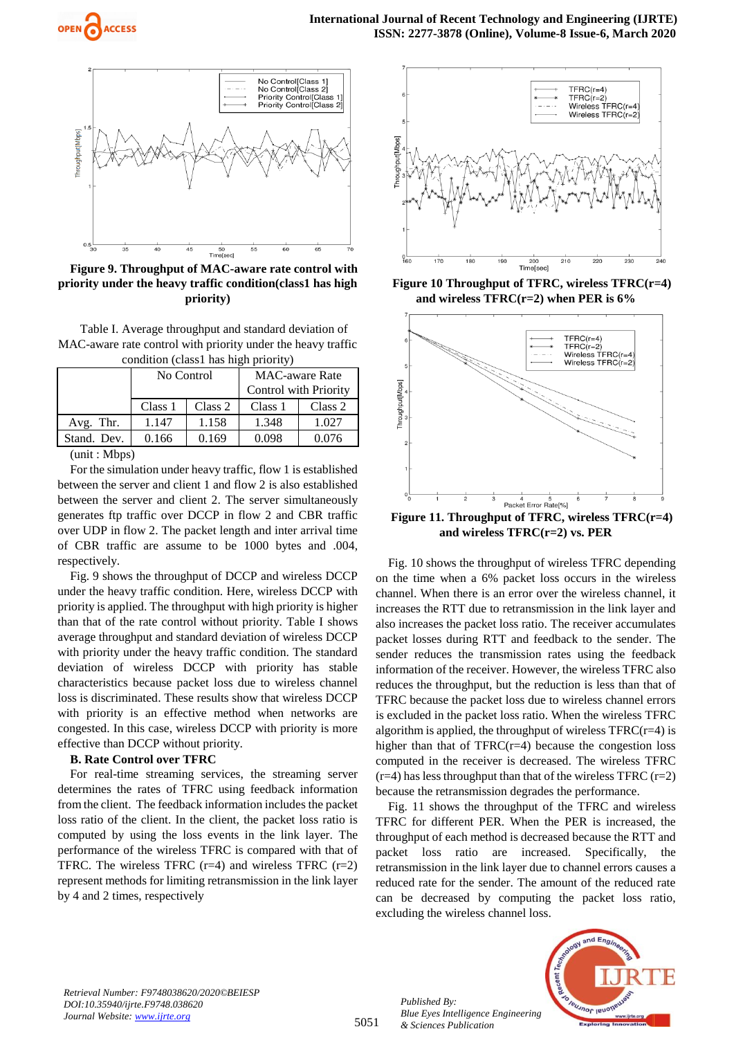**Figure 9. Throughput of MAC-aware rate control with priority under the heavy traffic condition(class1 has high priority)**

Table I. Average throughput and standard deviation of MAC-aware rate control with priority under the heavy traffic condition (class1 has high priority)

| | No Control | | MAC-aware Rate Control with Priority | |
|---|---|---|---|---|
| | Class 1 | Class 2 | Class 1 | Class 2 |
| Avg. Thr. | 1.147 | 1.158 | 1.348 | 1.027 |
| Stand. Dev. | 0.166 | 0.169 | 0.098 | 0.076 |

(unit : Mbps)

For the simulation under heavy traffic, flow 1 is established between the server and client 1 and flow 2 is also established between the server and client 2. The server simultaneously generates ftp traffic over DCCP in flow 2 and CBR traffic over UDP in flow 2. The packet length and inter arrival time of CBR traffic are assume to be 1000 bytes and .004, respectively.

Fig. 9 shows the throughput of DCCP and wireless DCCP under the heavy traffic condition. Here, wireless DCCP with priority is applied. The throughput with high priority is higher than that of the rate control without priority. Table I shows average throughput and standard deviation of wireless DCCP with priority under the heavy traffic condition. The standard deviation of wireless DCCP with priority has stable characteristics because packet loss due to wireless channel loss is discriminated. These results show that wireless DCCP with priority is an effective method when networks are congested. In this case, wireless DCCP with priority is more effective than DCCP without priority.

### B. Rate Control over TFRC

For real-time streaming services, the streaming server determines the rates of TFRC using feedback information from the client. The feedback information includes the packet loss ratio of the client. In the client, the packet loss ratio is computed by using the loss events in the link layer. The performance of the wireless TFRC is compared with that of TFRC. The wireless TFRC (r=4) and wireless TFRC (r=2) represent methods for limiting retransmission in the link layer by 4 and 2 times, respectively

**Figure 10 Throughput of TFRC, wireless TFRC(r=4) and wireless TFRC(r=2) when PER is 6%**

**Figure 11. Throughput of TFRC, wireless TFRC(r=4) and wireless TFRC(r=2) vs. PER**

Fig. 10 shows the throughput of wireless TFRC depending on the time when a 6% packet loss occurs in the wireless channel. When there is an error over the wireless channel, it increases the RTT due to retransmission in the link layer and also increases the packet loss ratio. The receiver accumulates packet losses during RTT and feedback to the sender. The sender reduces the transmission rates using the feedback information of the receiver. However, the wireless TFRC also reduces the throughput, but the reduction is less than that of TFRC because the packet loss due to wireless channel errors is excluded in the packet loss ratio. When the wireless TFRC algorithm is applied, the throughput of wireless TFRC(r=4) is higher than that of TFRC(r=4) because the congestion loss computed in the receiver is decreased. The wireless TFRC (r=4) has less throughput than that of the wireless TFRC (r=2) because the retransmission degrades the performance.

Fig. 11 shows the throughput of the TFRC and wireless TFRC for different PER. When the PER is increased, the throughput of each method is decreased because the RTT and packet loss ratio are increased. Specifically, the retransmission in the link layer due to channel errors causes a reduced rate for the sender. The amount of the reduced rate can be decreased by computing the packet loss ratio, excluding the wireless channel loss.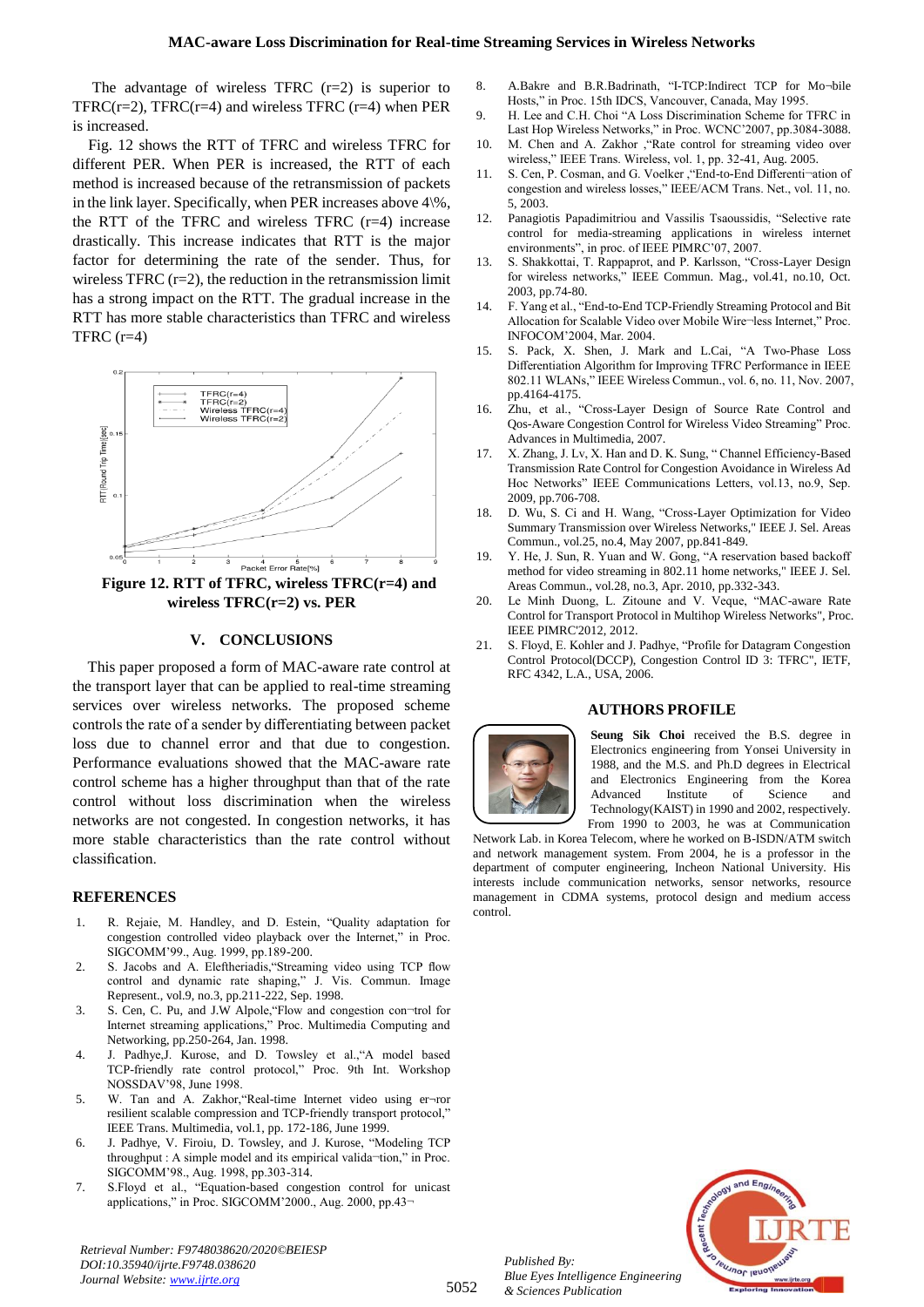The advantage of wireless TFRC (r=2) is superior to TFRC(r=2), TFRC(r=4) and wireless TFRC (r=4) when PER is increased.

Fig. 12 shows the RTT of TFRC and wireless TFRC for different PER. When PER is increased, the RTT of each method is increased because of the retransmission of packets in the link layer. Specifically, when PER increases above 4%, the RTT of the TFRC and wireless TFRC (r=4) increase drastically. This increase indicates that RTT is the major factor for determining the rate of the sender. Thus, for wireless TFRC (r=2), the reduction in the retransmission limit has a strong impact on the RTT. The gradual increase in the RTT has more stable characteristics than TFRC and wireless TFRC (r=4)

TFRC(r=4)
TFRC(r=2)
Wireless TFRC(r=4)
Wireless TFRC(r=2)
RTT(Round Trip Time)[sec]
0.2
0.15
0.1
0.05
0 1 2 3 4 5 6 7 8 9
Packet Error Rate[%]

**Figure 12. RTT of TFRC, wireless TFRC(r=4) and wireless TFRC(r=2) vs. PER**

## V. CONCLUSIONS

This paper proposed a form of MAC-aware rate control at the transport layer that can be applied to real-time streaming services over wireless networks. The proposed scheme controls the rate of a sender by differentiating between packet loss due to channel error and that due to congestion. Performance evaluations showed that the MAC-aware rate control scheme has a higher throughput than that of the rate control without loss discrimination when the wireless networks are not congested. In congestion networks, it has more stable characteristics than the rate control without classification.

## REFERENCES

1. R. Rejaie, M. Handley, and D. Estein, "Quality adaptation for congestion controlled video playback over the Internet," in Proc. SIGCOMM'99., Aug. 1999, pp.189-200.
2. S. Jacobs and A. Eleftheriadis,"Streaming video using TCP flow control and dynamic rate shaping," J. Vis. Commun. Image Represent., vol.9, no.3, pp.211-222, Sep. 1998.
3. S. Cen, C. Pu, and J.W Alpole,"Flow and congestion con¬trol for Internet streaming applications," Proc. Multimedia Computing and Networking, pp.250-264, Jan. 1998.
4. J. Padhye,J. Kurose, and D. Towsley et al.,"A model based TCP-friendly rate control protocol," Proc. 9th Int. Workshop NOSSDAV'98, June 1998.
5. W. Tan and A. Zakhor,"Real-time Internet video using er¬ror resilient scalable compression and TCP-friendly transport protocol," IEEE Trans. Multimedia, vol.1, pp. 172-186, June 1999.
6. J. Padhye, V. Firoiu, D. Towsley, and J. Kurose, "Modeling TCP throughput : A simple model and its empirical valida¬tion," in Proc. SIGCOMM'98., Aug. 1998, pp.303-314.
7. S.Floyd et al., "Equation-based congestion control for unicast applications," in Proc. SIGCOMM'2000., Aug. 2000, pp.43¬
8. A.Bakre and B.R.Badrinath, "I-TCP:Indirect TCP for Mo¬bile Hosts," in Proc. 15th IDCS, Vancouver, Canada, May 1995.
9. H. Lee and C.H. Choi "A Loss Discrimination Scheme for TFRC in Last Hop Wireless Networks," in Proc. WCNC'2007, pp.3084-3088.
10. M. Chen and A. Zakhor ,"Rate control for streaming video over wireless," IEEE Trans. Wireless, vol. 1, pp. 32-41, Aug. 2005.
11. S. Cen, P. Cosman, and G. Voelker ,"End-to-End Differenti¬ation of congestion and wireless losses," IEEE/ACM Trans. Net., vol. 11, no. 5, 2003.
12. Panagiotis Papadimitriou and Vassilis Tsaoussidis, "Selective rate control for media-streaming applications in wireless internet environments", in proc. of IEEE PIMRC'07, 2007.
13. S. Shakkottai, T. Rappaprot, and P. Karlsson, "Cross-Layer Design for wireless networks," IEEE Commun. Mag., vol.41, no.10, Oct. 2003, pp.74-80.
14. F. Yang et al., "End-to-End TCP-Friendly Streaming Protocol and Bit Allocation for Scalable Video over Mobile Wire¬less Internet," Proc. INFOCOM'2004, Mar. 2004.
15. S. Pack, X. Shen, J. Mark and L.Cai, "A Two-Phase Loss Differentiation Algorithm for Improving TFRC Performance in IEEE 802.11 WLANs," IEEE Wireless Commun., vol. 6, no. 11, Nov. 2007, pp.4164-4175.
16. Zhu, et al., "Cross-Layer Design of Source Rate Control and Qos-Aware Congestion Control for Wireless Video Streaming" Proc. Advances in Multimedia, 2007.
17. X. Zhang, J. Lv, X. Han and D. K. Sung, " Channel Efficiency-Based Transmission Rate Control for Congestion Avoidance in Wireless Ad Hoc Networks" IEEE Communications Letters, vol.13, no.9, Sep. 2009, pp.706-708.
18. D. Wu, S. Ci and H. Wang, "Cross-Layer Optimization for Video Summary Transmission over Wireless Networks," IEEE J. Sel. Areas Commun., vol.25, no.4, May 2007, pp.841-849.
19. Y. He, J. Sun, R. Yuan and W. Gong, "A reservation based backoff method for video streaming in 802.11 home networks," IEEE J. Sel. Areas Commun., vol.28, no.3, Apr. 2010, pp.332-343.
20. Le Minh Duong, L. Zitoune and V. Veque, "MAC-aware Rate Control for Transport Protocol in Multihop Wireless Networks", Proc. IEEE PIMRC'2012, 2012.
21. S. Floyd, E. Kohler and J. Padhye, "Profile for Datagram Congestion Control Protocol(DCCP), Congestion Control ID 3: TFRC", IETF, RFC 4342, L.A., USA, 2006.

## AUTHORS PROFILE

**Seung Sik Choi** received the B.S. degree in Electronics engineering from Yonsei University in 1988, and the M.S. and Ph.D degrees in Electrical and Electronics Engineering from the Korea Advanced Institute of Science and Technology(KAIST) in 1990 and 2002, respectively. From 1990 to 2003, he was at Communication Network Lab. in Korea Telecom, where he worked on B-ISDN/ATM switch and network management system. From 2004, he is a professor in the department of computer engineering, Incheon National University. His interests include communication networks, sensor networks, resource management in CDMA systems, protocol design and medium access control.